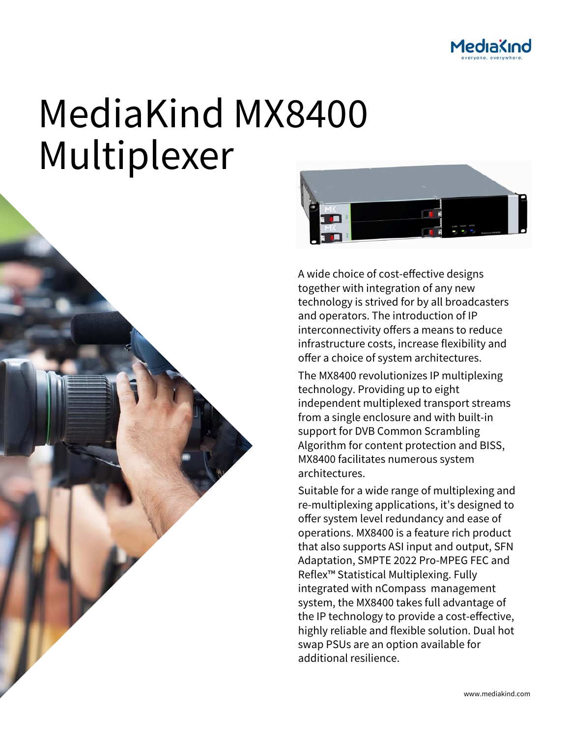# MediaKind MX8400 Multiplexer

A wide choice of cost-effective designs together with integration of any new technology is strived for by all broadcasters and operators. The introduction of IP interconnectivity offers a means to reduce infrastructure costs, increase flexibility and offer a choice of system architectures.

The MX8400 revolutionizes IP multiplexing technology. Providing up to eight independent multiplexed transport streams from a single enclosure and with built-in support for DVB Common Scrambling Algorithm for content protection and BISS, MX8400 facilitates numerous system architectures.

Suitable for a wide range of multiplexing and re-multiplexing applications, it's designed to offer system level redundancy and ease of operations. MX8400 is a feature rich product that also supports ASI input and output, SFN Adaptation, SMPTE 2022 Pro-MPEG FEC and Reflex™ Statistical Multiplexing. Fully integrated with nCompass management system, the MX8400 takes full advantage of the IP technology to provide a cost-effective, highly reliable and flexible solution. Dual hot swap PSUs are an option available for additional resilience.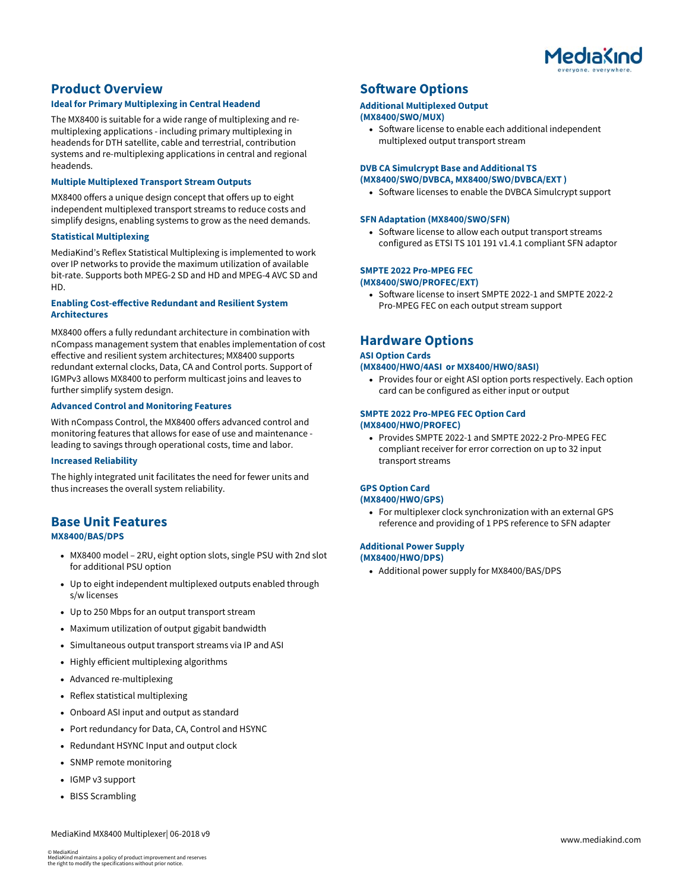## Product Overview

### Ideal for Primary Multiplexing in Central Headend

The MX8400 is suitable for a wide range of multiplexing and re-multiplexing applications - including primary multiplexing in headends for DTH satellite, cable and terrestrial, contribution systems and re-multiplexing applications in central and regional headends.

### Multiple Multiplexed Transport Stream Outputs

MX8400 offers a unique design concept that offers up to eight independent multiplexed transport streams to reduce costs and simplify designs, enabling systems to grow as the need demands.

### Statistical Multiplexing

MediaKind's Reflex Statistical Multiplexing is implemented to work over IP networks to provide the maximum utilization of available bit-rate. Supports both MPEG-2 SD and HD and MPEG-4 AVC SD and HD.

### Enabling Cost-effective Redundant and Resilient System Architectures

MX8400 offers a fully redundant architecture in combination with nCompass management system that enables implementation of cost effective and resilient system architectures; MX8400 supports redundant external clocks, Data, CA and Control ports. Support of IGMPv3 allows MX8400 to perform multicast joins and leaves to further simplify system design.

### Advanced Control and Monitoring Features

With nCompass Control, the MX8400 offers advanced control and monitoring features that allows for ease of use and maintenance - leading to savings through operational costs, time and labor.

### Increased Reliability

The highly integrated unit facilitates the need for fewer units and thus increases the overall system reliability.

## Base Unit Features

### MX8400/BAS/DPS

- MX8400 model – 2RU, eight option slots, single PSU with 2nd slot for additional PSU option
- Up to eight independent multiplexed outputs enabled through s/w licenses
- Up to 250 Mbps for an output transport stream
- Maximum utilization of output gigabit bandwidth
- Simultaneous output transport streams via IP and ASI
- Highly efficient multiplexing algorithms
- Advanced re-multiplexing
- Reflex statistical multiplexing
- Onboard ASI input and output as standard
- Port redundancy for Data, CA, Control and HSYNC
- Redundant HSYNC Input and output clock
- SNMP remote monitoring
- IGMP v3 support
- BISS Scrambling

## Software Options

### Additional Multiplexed Output (MX8400/SWO/MUX)

- Software license to enable each additional independent multiplexed output transport stream

### DVB CA Simulcrypt Base and Additional TS (MX8400/SWO/DVBCA, MX8400/SWO/DVBCA/EXT )

- Software licenses to enable the DVBCA Simulcrypt support

### SFN Adaptation (MX8400/SWO/SFN)

- Software license to allow each output transport streams configured as ETSI TS 101 191 v1.4.1 compliant SFN adaptor

### SMPTE 2022 Pro-MPEG FEC (MX8400/SWO/PROFEC/EXT)

- Software license to insert SMPTE 2022-1 and SMPTE 2022-2 Pro-MPEG FEC on each output stream support

## Hardware Options

### ASI Option Cards (MX8400/HWO/4ASI or MX8400/HWO/8ASI)

- Provides four or eight ASI option ports respectively. Each option card can be configured as either input or output

### SMPTE 2022 Pro-MPEG FEC Option Card (MX8400/HWO/PROFEC)

- Provides SMPTE 2022-1 and SMPTE 2022-2 Pro-MPEG FEC compliant receiver for error correction on up to 32 input transport streams

### GPS Option Card (MX8400/HWO/GPS)

- For multiplexer clock synchronization with an external GPS reference and providing of 1 PPS reference to SFN adapter

### Additional Power Supply (MX8400/HWO/DPS)

- Additional power supply for MX8400/BAS/DPS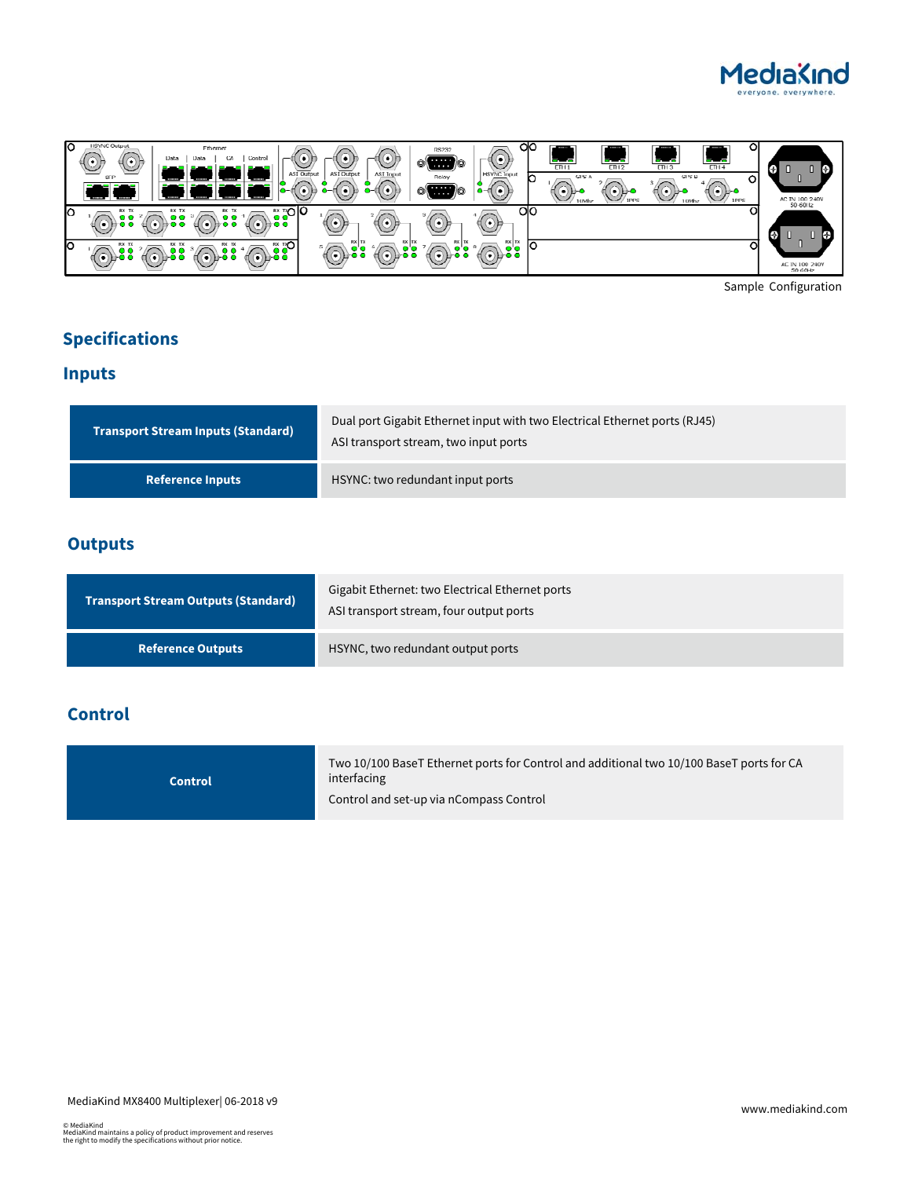Sample Configuration

## Specifications

### Inputs

| | |
|---|---|
| **Transport Stream Inputs (Standard)** | Dual port Gigabit Ethernet input with two Electrical Ethernet ports (RJ45)<br>ASI transport stream, two input ports |
| **Reference Inputs** | HSYNC: two redundant input ports |

### Outputs

| | |
|---|---|
| **Transport Stream Outputs (Standard)** | Gigabit Ethernet: two Electrical Ethernet ports<br>ASI transport stream, four output ports |
| **Reference Outputs** | HSYNC, two redundant output ports |

### Control

| | |
|---|---|
| **Control** | Two 10/100 BaseT Ethernet ports for Control and additional two 10/100 BaseT ports for CA interfacing<br>Control and set-up via nCompass Control |

MediaKind MX8400 Multiplexer| 06-2018 v9

www.mediakind.com

© MediaKind
MediaKind maintains a policy of product improvement and reserves the right to modify the specifications without prior notice.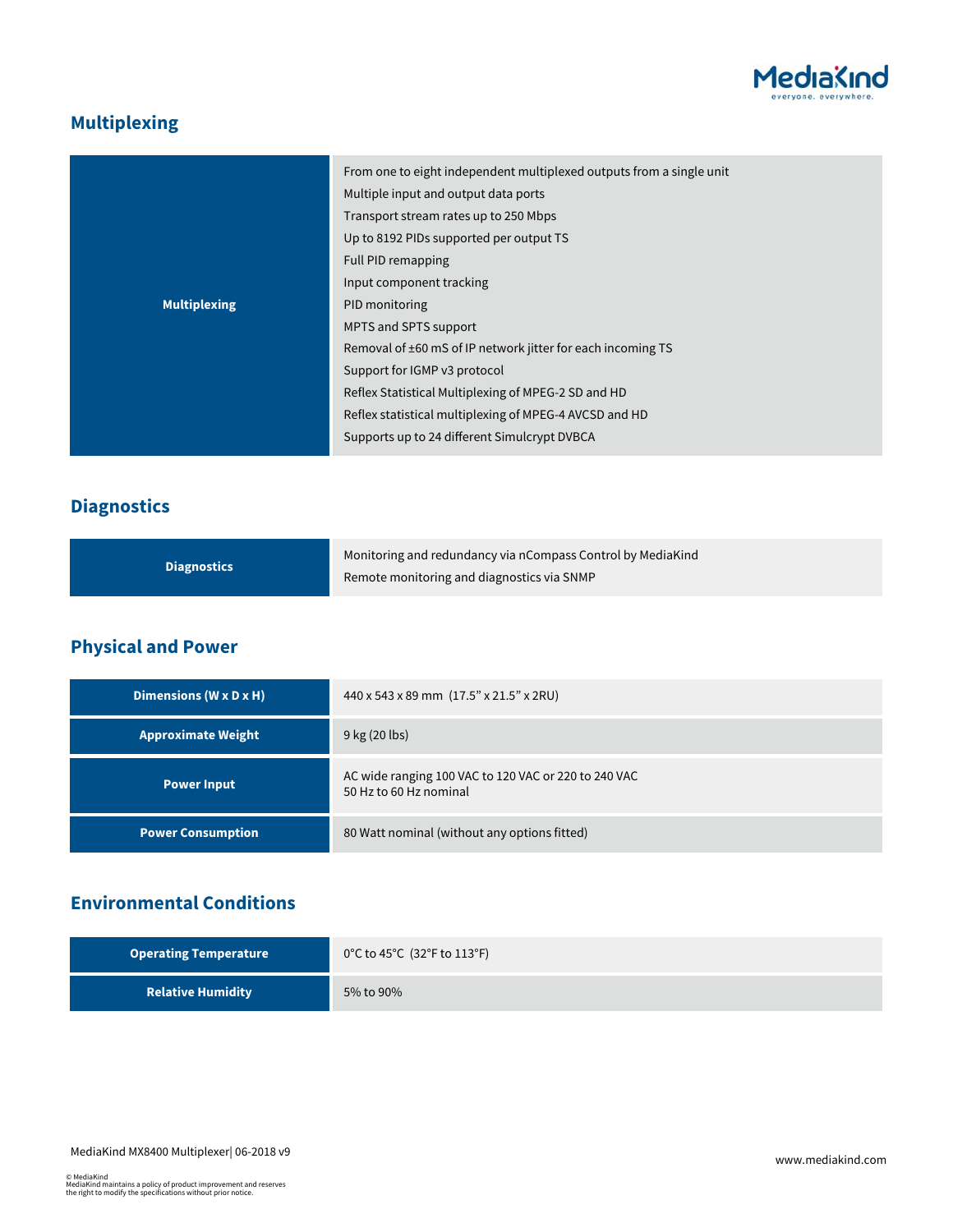## Multiplexing

| | |
|---|---|
| **Multiplexing** | From one to eight independent multiplexed outputs from a single unit<br>Multiple input and output data ports<br>Transport stream rates up to 250 Mbps<br>Up to 8192 PIDs supported per output TS<br>Full PID remapping<br>Input component tracking<br>PID monitoring<br>MPTS and SPTS support<br>Removal of ±60 mS of IP network jitter for each incoming TS<br>Support for IGMP v3 protocol<br>Reflex Statistical Multiplexing of MPEG-2 SD and HD<br>Reflex statistical multiplexing of MPEG-4 AVCSD and HD<br>Supports up to 24 different Simulcrypt DVBCA |

## Diagnostics

| | |
|---|---|
| **Diagnostics** | Monitoring and redundancy via nCompass Control by MediaKind<br>Remote monitoring and diagnostics via SNMP |

## Physical and Power

| | |
|---|---|
| **Dimensions (W x D x H)** | 440 x 543 x 89 mm (17.5" x 21.5" x 2RU) |
| **Approximate Weight** | 9 kg (20 lbs) |
| **Power Input** | AC wide ranging 100 VAC to 120 VAC or 220 to 240 VAC<br>50 Hz to 60 Hz nominal |
| **Power Consumption** | 80 Watt nominal (without any options fitted) |

## Environmental Conditions

| | |
|---|---|
| **Operating Temperature** | 0°C to 45°C (32°F to 113°F) |
| **Relative Humidity** | 5% to 90% |

MediaKind MX8400 Multiplexer| 06-2018 v9

www.mediakind.com

© MediaKind
MediaKind maintains a policy of product improvement and reserves the right to modify the specifications without prior notice.